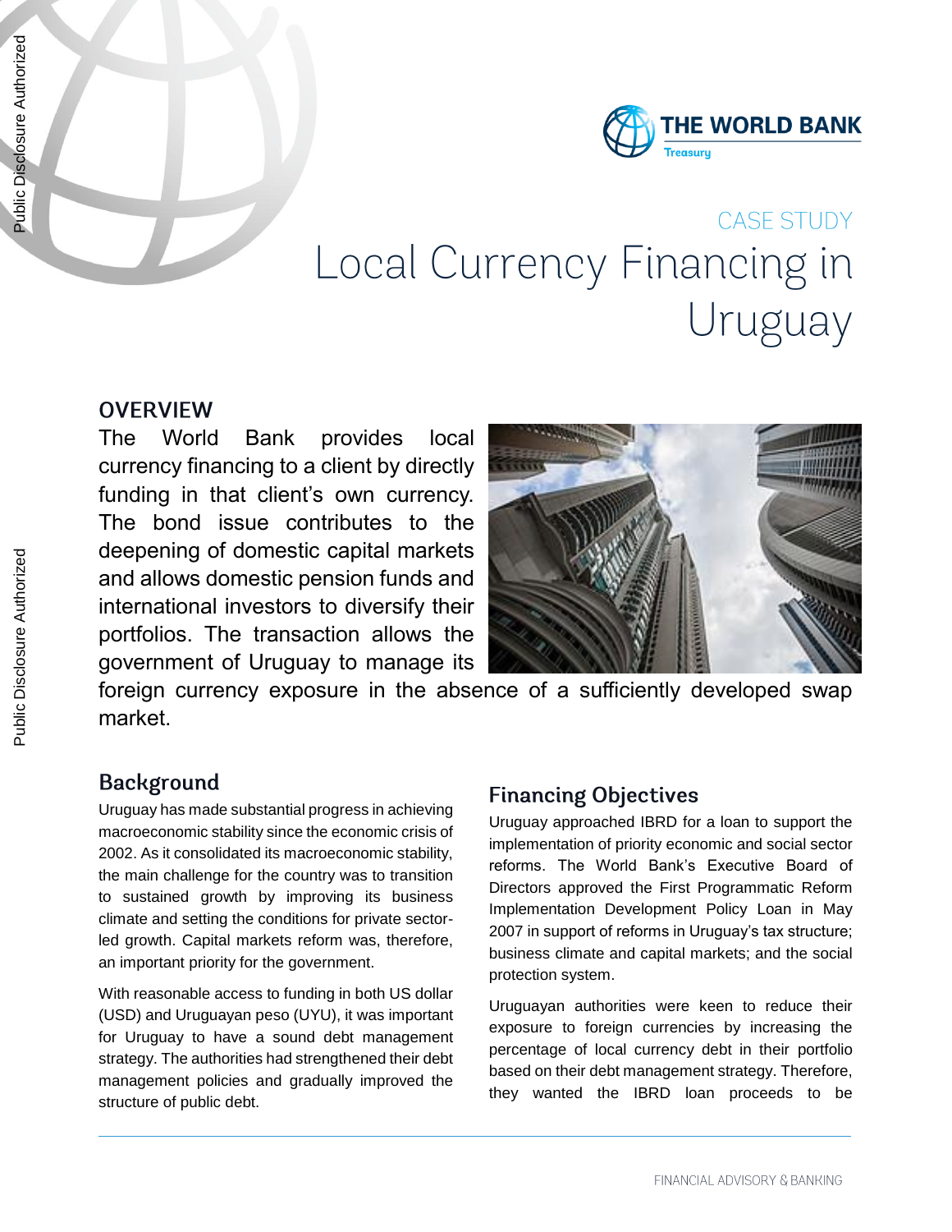THE WORLD BANK
Treasury

CASE STUDY

# Local Currency Financing in Uruguay

## OVERVIEW

The World Bank provides local currency financing to a client by directly funding in that client's own currency. The bond issue contributes to the deepening of domestic capital markets and allows domestic pension funds and international investors to diversify their portfolios. The transaction allows the government of Uruguay to manage its foreign currency exposure in the absence of a sufficiently developed swap market.

## Background

Uruguay has made substantial progress in achieving macroeconomic stability since the economic crisis of 2002. As it consolidated its macroeconomic stability, the main challenge for the country was to transition to sustained growth by improving its business climate and setting the conditions for private sector-led growth. Capital markets reform was, therefore, an important priority for the government.

With reasonable access to funding in both US dollar (USD) and Uruguayan peso (UYU), it was important for Uruguay to have a sound debt management strategy. The authorities had strengthened their debt management policies and gradually improved the structure of public debt.

## Financing Objectives

Uruguay approached IBRD for a loan to support the implementation of priority economic and social sector reforms. The World Bank's Executive Board of Directors approved the First Programmatic Reform Implementation Development Policy Loan in May 2007 in support of reforms in Uruguay's tax structure; business climate and capital markets; and the social protection system.

Uruguayan authorities were keen to reduce their exposure to foreign currencies by increasing the percentage of local currency debt in their portfolio based on their debt management strategy. Therefore, they wanted the IBRD loan proceeds to be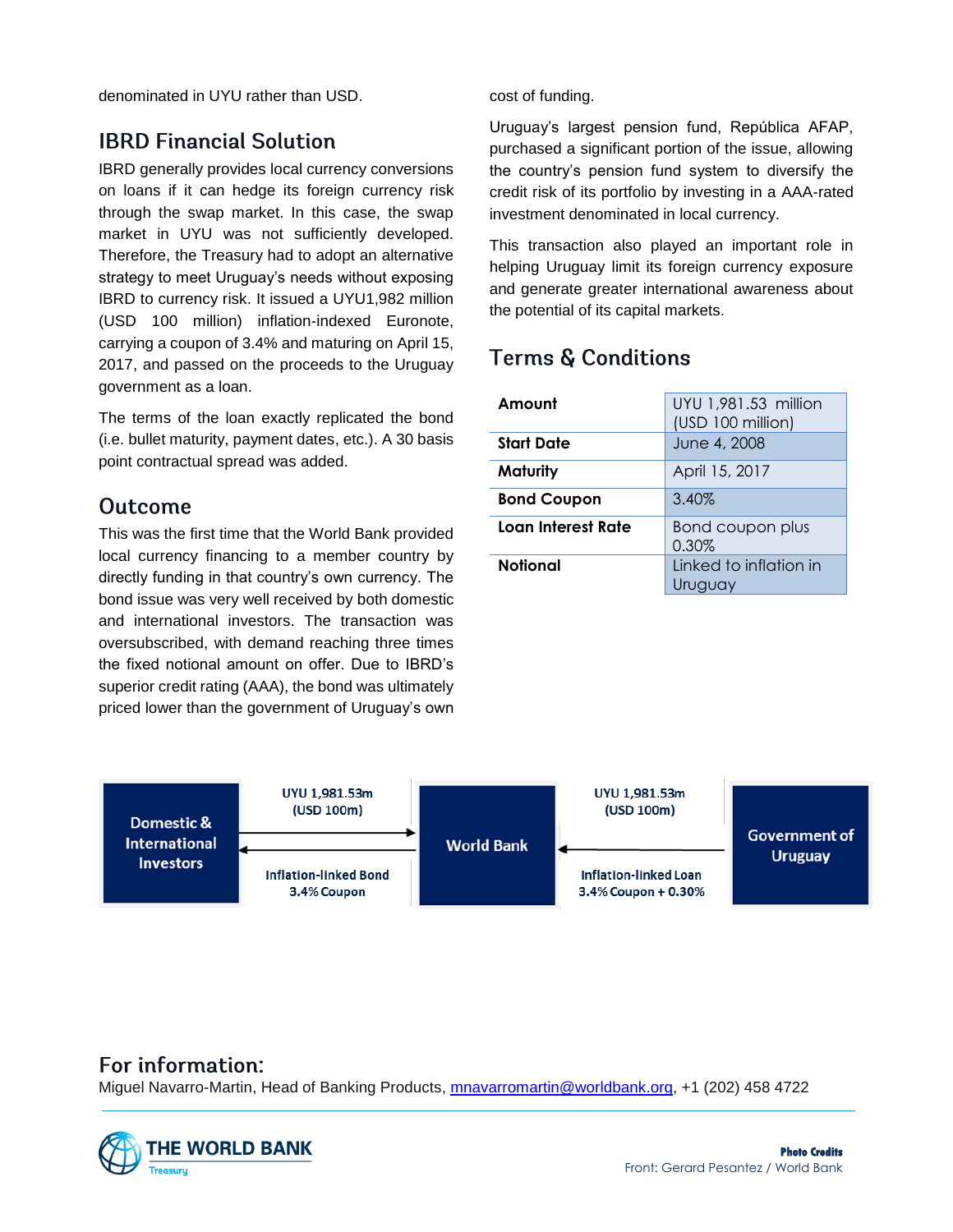denominated in UYU rather than USD.

## IBRD Financial Solution

IBRD generally provides local currency conversions on loans if it can hedge its foreign currency risk through the swap market. In this case, the swap market in UYU was not sufficiently developed. Therefore, the Treasury had to adopt an alternative strategy to meet Uruguay's needs without exposing IBRD to currency risk. It issued a UYU1,982 million (USD 100 million) inflation-indexed Euronote, carrying a coupon of 3.4% and maturing on April 15, 2017, and passed on the proceeds to the Uruguay government as a loan.

The terms of the loan exactly replicated the bond (i.e. bullet maturity, payment dates, etc.). A 30 basis point contractual spread was added.

## Outcome

This was the first time that the World Bank provided local currency financing to a member country by directly funding in that country's own currency. The bond issue was very well received by both domestic and international investors. The transaction was oversubscribed, with demand reaching three times the fixed notional amount on offer. Due to IBRD's superior credit rating (AAA), the bond was ultimately priced lower than the government of Uruguay's own cost of funding.

Uruguay's largest pension fund, República AFAP, purchased a significant portion of the issue, allowing the country's pension fund system to diversify the credit risk of its portfolio by investing in a AAA-rated investment denominated in local currency.

This transaction also played an important role in helping Uruguay limit its foreign currency exposure and generate greater international awareness about the potential of its capital markets.

## Terms & Conditions

| | |
|---|---|
| **Amount** | UYU 1,981.53 million (USD 100 million) |
| **Start Date** | June 4, 2008 |
| **Maturity** | April 15, 2017 |
| **Bond Coupon** | 3.40% |
| **Loan Interest Rate** | Bond coupon plus 0.30% |
| **Notional** | Linked to inflation in Uruguay |

Domestic & International Investors

UYU 1,981.53m (USD 100m)

Inflation-linked Bond 3.4% Coupon

World Bank

UYU 1,981.53m (USD 100m)

Inflation-linked Loan 3.4% Coupon + 0.30%

Government of Uruguay

## For information:

Miguel Navarro-Martin, Head of Banking Products, mnavarromartin@worldbank.org, +1 (202) 458 4722

THE WORLD BANK
Treasury

**Photo Credits**
Front: Gerard Pesantez / World Bank